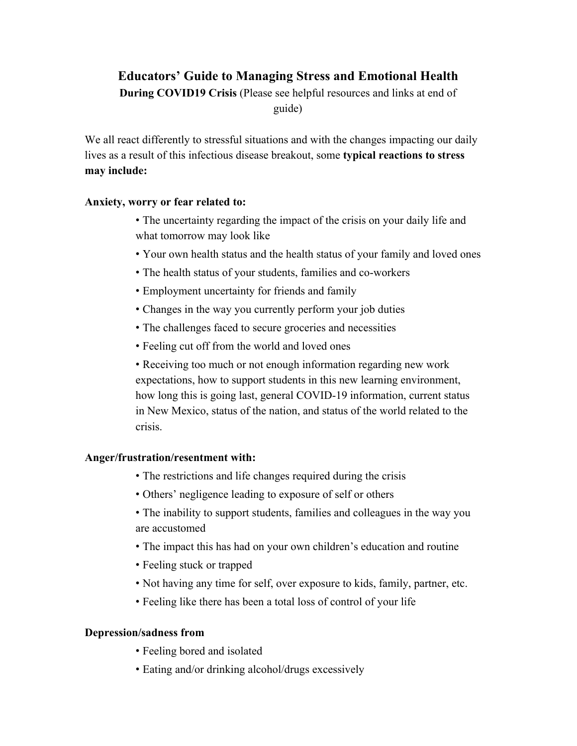# Educators' Guide to Managing Stress and Emotional Health

**During COVID19 Crisis** (Please see helpful resources and links at end of guide)

We all react differently to stressful situations and with the changes impacting our daily lives as a result of this infectious disease breakout, some **typical reactions to stress may include:**

**Anxiety, worry or fear related to:**

- The uncertainty regarding the impact of the crisis on your daily life and what tomorrow may look like
- Your own health status and the health status of your family and loved ones
- The health status of your students, families and co-workers
- Employment uncertainty for friends and family
- Changes in the way you currently perform your job duties
- The challenges faced to secure groceries and necessities
- Feeling cut off from the world and loved ones
- Receiving too much or not enough information regarding new work expectations, how to support students in this new learning environment, how long this is going last, general COVID-19 information, current status in New Mexico, status of the nation, and status of the world related to the crisis.

**Anger/frustration/resentment with:**

- The restrictions and life changes required during the crisis
- Others' negligence leading to exposure of self or others
- The inability to support students, families and colleagues in the way you are accustomed
- The impact this has had on your own children's education and routine
- Feeling stuck or trapped
- Not having any time for self, over exposure to kids, family, partner, etc.
- Feeling like there has been a total loss of control of your life

**Depression/sadness from**

- Feeling bored and isolated
- Eating and/or drinking alcohol/drugs excessively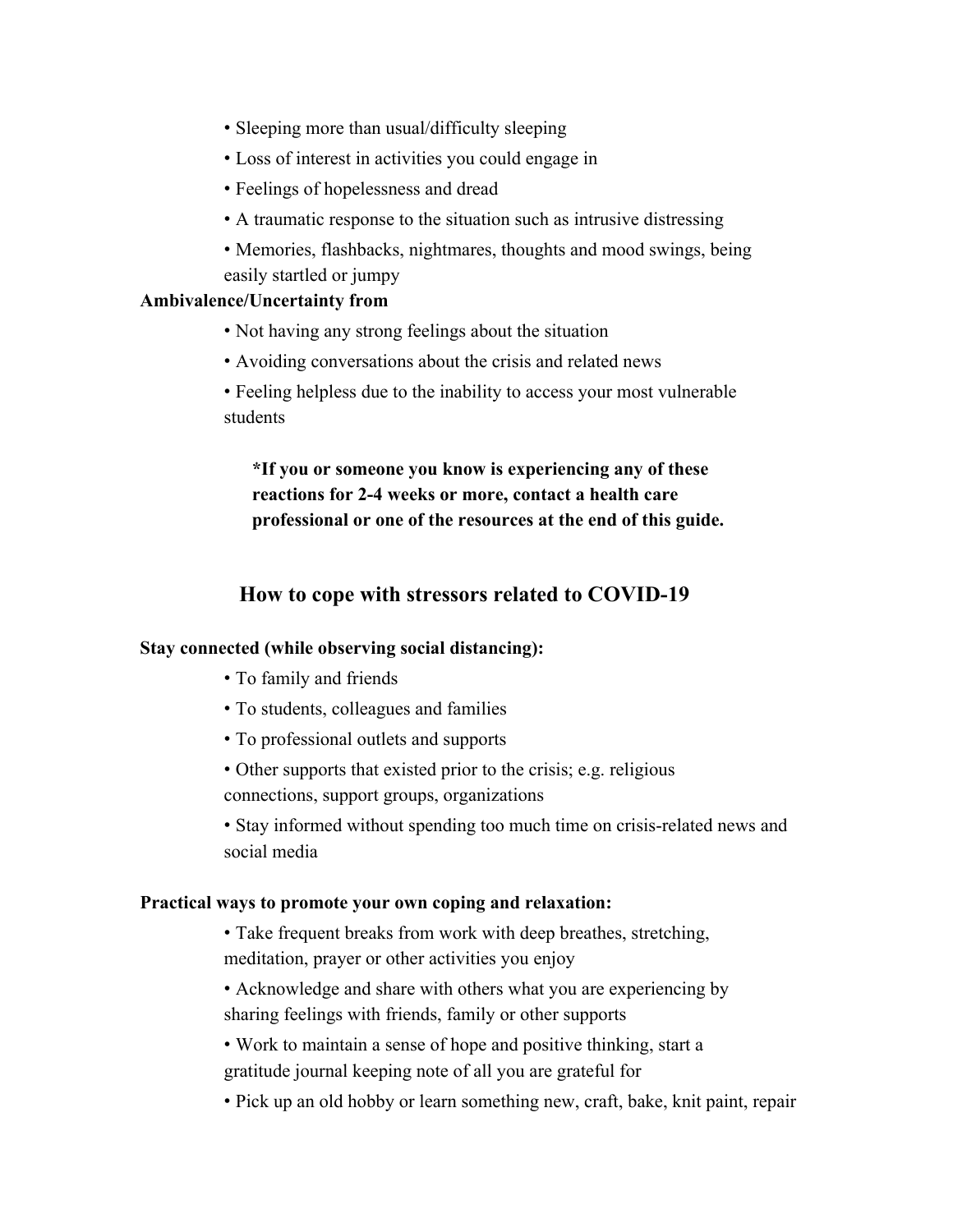- Sleeping more than usual/difficulty sleeping
- Loss of interest in activities you could engage in
- Feelings of hopelessness and dread
- A traumatic response to the situation such as intrusive distressing
- Memories, flashbacks, nightmares, thoughts and mood swings, being easily startled or jumpy

**Ambivalence/Uncertainty from**

- Not having any strong feelings about the situation
- Avoiding conversations about the crisis and related news
- Feeling helpless due to the inability to access your most vulnerable students

> ***If you or someone you know is experiencing any of these reactions for 2-4 weeks or more, contact a health care professional or one of the resources at the end of this guide.**

## How to cope with stressors related to COVID-19

**Stay connected (while observing social distancing):**

- To family and friends
- To students, colleagues and families
- To professional outlets and supports
- Other supports that existed prior to the crisis; e.g. religious connections, support groups, organizations
- Stay informed without spending too much time on crisis-related news and social media

**Practical ways to promote your own coping and relaxation:**

- Take frequent breaks from work with deep breathes, stretching, meditation, prayer or other activities you enjoy
- Acknowledge and share with others what you are experiencing by sharing feelings with friends, family or other supports
- Work to maintain a sense of hope and positive thinking, start a gratitude journal keeping note of all you are grateful for
- Pick up an old hobby or learn something new, craft, bake, knit paint, repair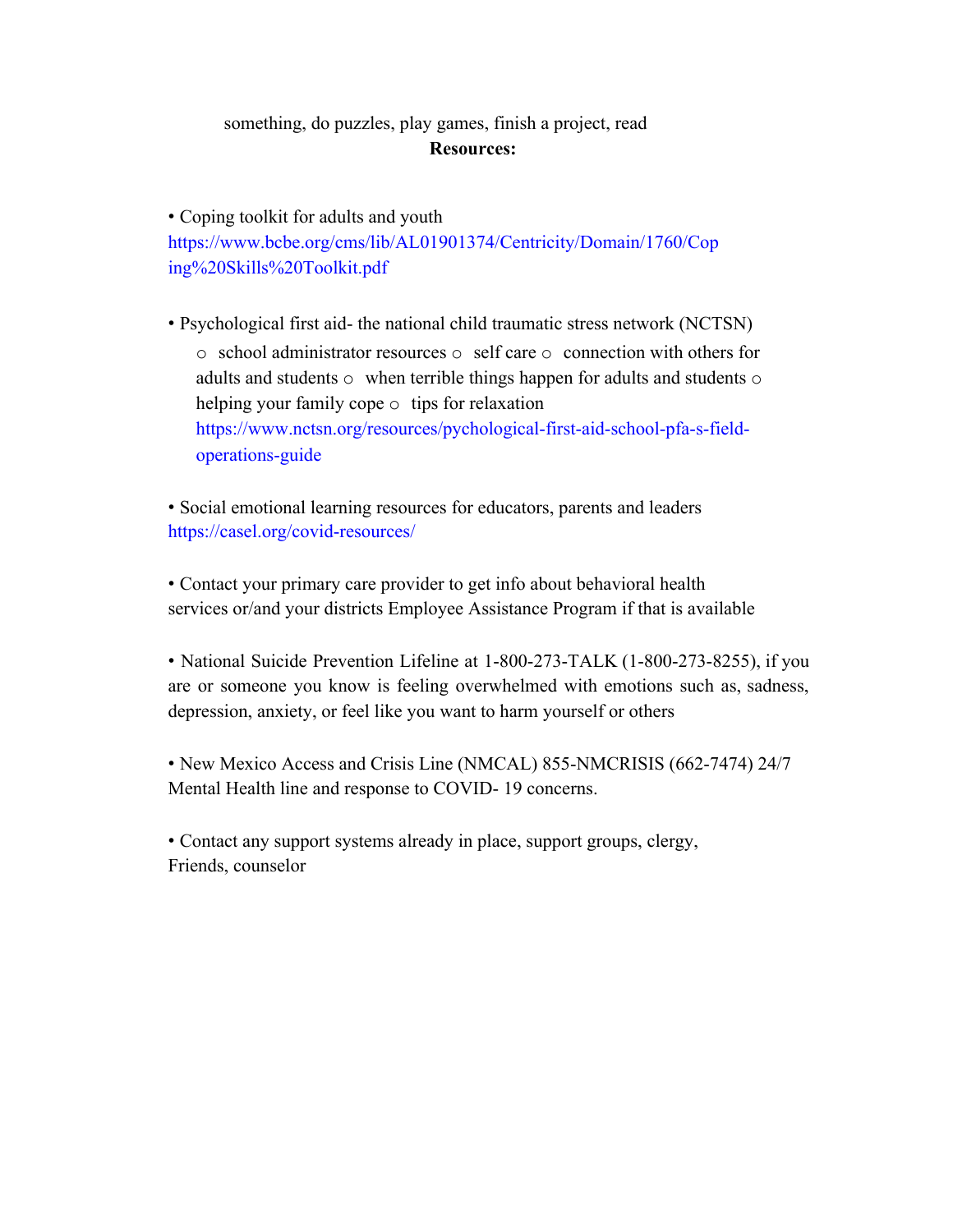something, do puzzles, play games, finish a project, read

**Resources:**

- Coping toolkit for adults and youth https://www.bcbe.org/cms/lib/AL01901374/Centricity/Domain/1760/Coping%20Skills%20Toolkit.pdf

- Psychological first aid- the national child traumatic stress network (NCTSN)
  - school administrator resources
  - self care
  - connection with others for adults and students
  - when terrible things happen for adults and students
  - helping your family cope
  - tips for relaxation

  https://www.nctsn.org/resources/pychological-first-aid-school-pfa-s-field-operations-guide

- Social emotional learning resources for educators, parents and leaders https://casel.org/covid-resources/

- Contact your primary care provider to get info about behavioral health services or/and your districts Employee Assistance Program if that is available

- National Suicide Prevention Lifeline at 1-800-273-TALK (1-800-273-8255), if you are or someone you know is feeling overwhelmed with emotions such as, sadness, depression, anxiety, or feel like you want to harm yourself or others

- New Mexico Access and Crisis Line (NMCAL) 855-NMCRISIS (662-7474) 24/7 Mental Health line and response to COVID- 19 concerns.

- Contact any support systems already in place, support groups, clergy, Friends, counselor